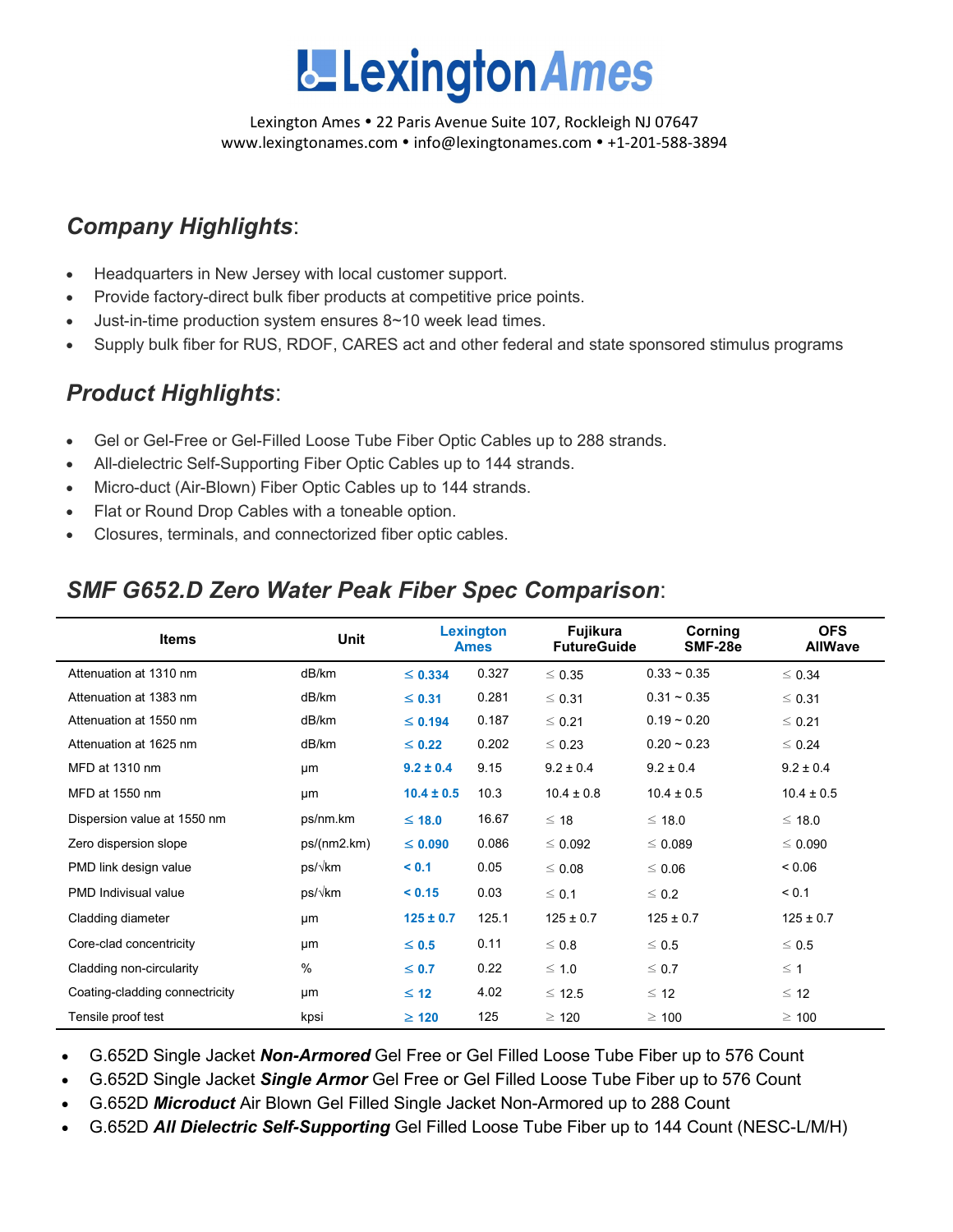# Lexington Ames

Lexington Ames • 22 Paris Avenue Suite 107, Rockleigh NJ 07647
www.lexingtonames.com • info@lexingtonames.com • +1-201-588-3894

## *Company Highlights*:

- Headquarters in New Jersey with local customer support.
- Provide factory-direct bulk fiber products at competitive price points.
- Just-in-time production system ensures 8~10 week lead times.
- Supply bulk fiber for RUS, RDOF, CARES act and other federal and state sponsored stimulus programs

## *Product Highlights*:

- Gel or Gel-Free or Gel-Filled Loose Tube Fiber Optic Cables up to 288 strands.
- All-dielectric Self-Supporting Fiber Optic Cables up to 144 strands.
- Micro-duct (Air-Blown) Fiber Optic Cables up to 144 strands.
- Flat or Round Drop Cables with a toneable option.
- Closures, terminals, and connectorized fiber optic cables.

## *SMF G652.D Zero Water Peak Fiber Spec Comparison*:

| Items | Unit | Lexington Ames | | Fujikura FutureGuide | Corning SMF-28e | OFS AllWave |
|---|---|---|---|---|---|---|
| Attenuation at 1310 nm | dB/km | **≤ 0.334** | 0.327 | ≤ 0.35 | 0.33 ~ 0.35 | ≤ 0.34 |
| Attenuation at 1383 nm | dB/km | **≤ 0.31** | 0.281 | ≤ 0.31 | 0.31 ~ 0.35 | ≤ 0.31 |
| Attenuation at 1550 nm | dB/km | **≤ 0.194** | 0.187 | ≤ 0.21 | 0.19 ~ 0.20 | ≤ 0.21 |
| Attenuation at 1625 nm | dB/km | **≤ 0.22** | 0.202 | ≤ 0.23 | 0.20 ~ 0.23 | ≤ 0.24 |
| MFD at 1310 nm | μm | **9.2 ± 0.4** | 9.15 | 9.2 ± 0.4 | 9.2 ± 0.4 | 9.2 ± 0.4 |
| MFD at 1550 nm | μm | **10.4 ± 0.5** | 10.3 | 10.4 ± 0.8 | 10.4 ± 0.5 | 10.4 ± 0.5 |
| Dispersion value at 1550 nm | ps/nm.km | **≤ 18.0** | 16.67 | ≤ 18 | ≤ 18.0 | ≤ 18.0 |
| Zero dispersion slope | ps/(nm2.km) | **≤ 0.090** | 0.086 | ≤ 0.092 | ≤ 0.089 | ≤ 0.090 |
| PMD link design value | ps/√km | **< 0.1** | 0.05 | ≤ 0.08 | ≤ 0.06 | < 0.06 |
| PMD Indisivual value | ps/√km | **< 0.15** | 0.03 | ≤ 0.1 | ≤ 0.2 | < 0.1 |
| Cladding diameter | μm | **125 ± 0.7** | 125.1 | 125 ± 0.7 | 125 ± 0.7 | 125 ± 0.7 |
| Core-clad concentricity | μm | **≤ 0.5** | 0.11 | ≤ 0.8 | ≤ 0.5 | ≤ 0.5 |
| Cladding non-circularity | % | **≤ 0.7** | 0.22 | ≤ 1.0 | ≤ 0.7 | ≤ 1 |
| Coating-cladding connectricity | μm | **≤ 12** | 4.02 | ≤ 12.5 | ≤ 12 | ≤ 12 |
| Tensile proof test | kpsi | **≥ 120** | 125 | ≥ 120 | ≥ 100 | ≥ 100 |

- G.652D Single Jacket ***Non-Armored*** Gel Free or Gel Filled Loose Tube Fiber up to 576 Count
- G.652D Single Jacket ***Single Armor*** Gel Free or Gel Filled Loose Tube Fiber up to 576 Count
- G.652D ***Microduct*** Air Blown Gel Filled Single Jacket Non-Armored up to 288 Count
- G.652D ***All Dielectric Self-Supporting*** Gel Filled Loose Tube Fiber up to 144 Count (NESC-L/M/H)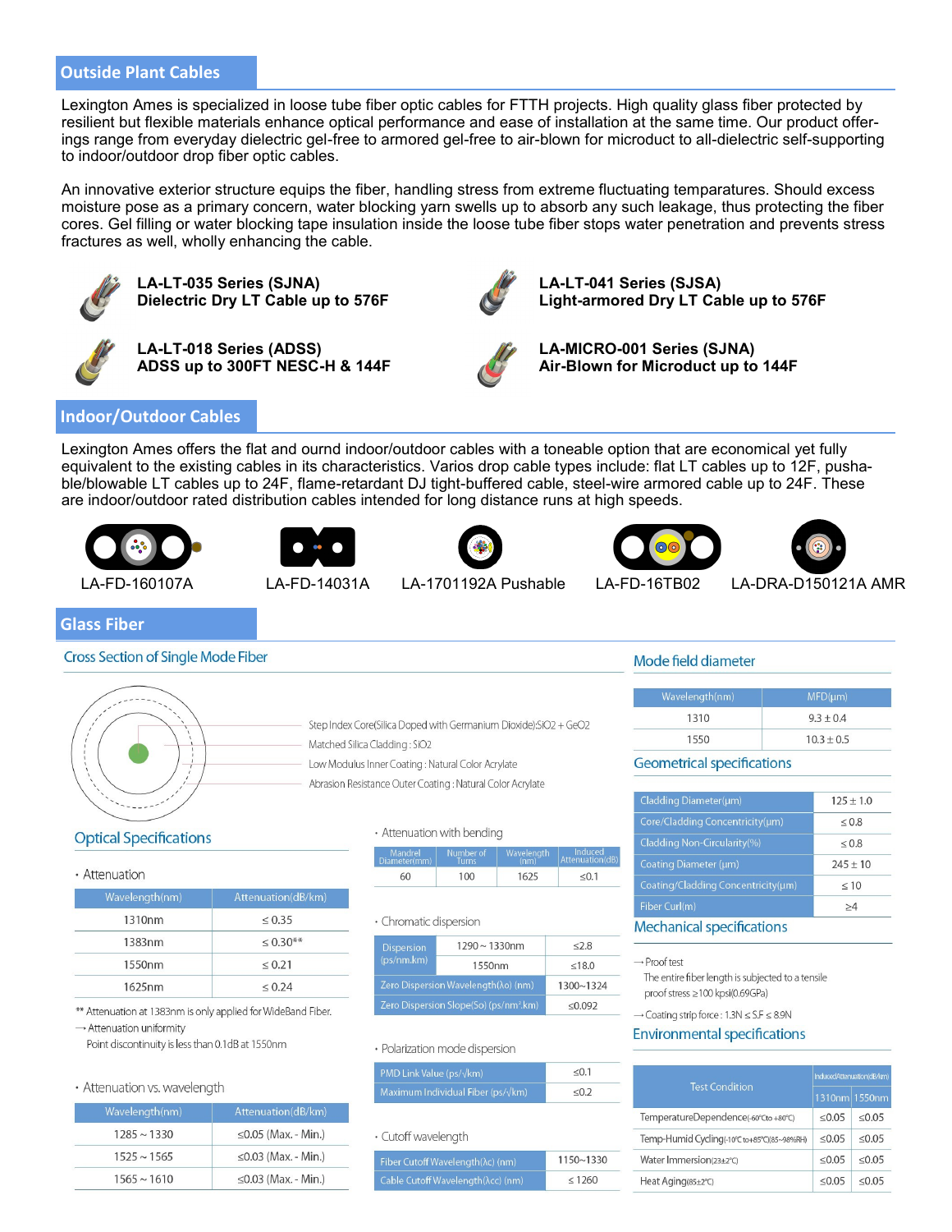## Outside Plant Cables

Lexington Ames is specialized in loose tube fiber optic cables for FTTH projects. High quality glass fiber protected by resilient but flexible materials enhance optical performance and ease of installation at the same time. Our product offerings range from everyday dielectric gel-free to armored gel-free to air-blown for microduct to all-dielectric self-supporting to indoor/outdoor drop fiber optic cables.

An innovative exterior structure equips the fiber, handling stress from extreme fluctuating temparatures. Should excess moisture pose as a primary concern, water blocking yarn swells up to absorb any such leakage, thus protecting the fiber cores. Gel filling or water blocking tape insulation inside the loose tube fiber stops water penetration and prevents stress fractures as well, wholly enhancing the cable.

**LA-LT-035 Series (SJNA)**
**Dielectric Dry LT Cable up to 576F**

**LA-LT-041 Series (SJSA)**
**Light-armored Dry LT Cable up to 576F**

**LA-LT-018 Series (ADSS)**
**ADSS up to 300FT NESC-H & 144F**

**LA-MICRO-001 Series (SJNA)**
**Air-Blown for Microduct up to 144F**

## Indoor/Outdoor Cables

Lexington Ames offers the flat and ournd indoor/outdoor cables with a toneable option that are economical yet fully equivalent to the existing cables in its characteristics. Varios drop cable types include: flat LT cables up to 12F, pushable/blowable LT cables up to 24F, flame-retardant DJ tight-buffered cable, steel-wire armored cable up to 24F. These are indoor/outdoor rated distribution cables intended for long distance runs at high speeds.

LA-FD-160107A LA-FD-14031A LA-1701192A Pushable LA-FD-16TB02 LA-DRA-D150121A AMR

## Glass Fiber

### Cross Section of Single Mode Fiber

- Step Index Core(Silica Doped with Germanium Dioxide):$SiO_2$ + $GeO_2$
- Matched Silica Cladding : $SiO_2$
- Low Modulus Inner Coating : Natural Color Acrylate
- Abrasion Resistance Outer Coating : Natural Color Acrylate

### Optical Specifications

• Attenuation

| Wavelength(nm) | Attenuation(dB/km) |
|---|---|
| 1310nm | ≤ 0.35 |
| 1383nm | ≤ 0.30** |
| 1550nm | ≤ 0.21 |
| 1625nm | ≤ 0.24 |

** Attenuation at 1383nm is only applied for WideBand Fiber.

→ Attenuation uniformity
Point discontinuity is less than 0.1dB at 1550nm

• Attenuation vs. wavelength

| Wavelength(nm) | Attenuation(dB/km) |
|---|---|
| 1285 ~ 1330 | ≤0.05 (Max. - Min.) |
| 1525 ~ 1565 | ≤0.03 (Max. - Min.) |
| 1565 ~ 1610 | ≤0.03 (Max. - Min.) |

• Attenuation with bending

| Mandrel Diameter(mm) | Number of Turns | Wavelength (nm) | Induced Attenuation(dB) |
|---|---|---|---|
| 60 | 100 | 1625 | ≤0.1 |

• Chromatic dispersion

| | | |
|---|---|---|
| Dispersion (ps/nm.km) | 1290 ~ 1330nm | ≤2.8 |
| | 1550nm | ≤18.0 |
| Zero Dispersion Wavelength(λo) (nm) | | 1300~1324 |
| Zero Dispersion Slope(So) (ps/nm².km) | | ≤0.092 |

• Polarization mode dispersion

| | |
|---|---|
| PMD Link Value (ps/√km) | ≤0.1 |
| Maximum Individual Fiber (ps/√km) | ≤0.2 |

• Cutoff wavelength

| | |
|---|---|
| Fiber Cutoff Wavelength(λc) (nm) | 1150~1330 |
| Cable Cutoff Wavelength(λcc) (nm) | ≤ 1260 |

### Mode field diameter

| Wavelength(nm) | MFD(μm) |
|---|---|
| 1310 | 9.3 ± 0.4 |
| 1550 | 10.3 ± 0.5 |

### Geometrical specifications

| | |
|---|---|
| Cladding Diameter(μm) | 125 ± 1.0 |
| Core/Cladding Concentricity(μm) | ≤ 0.8 |
| Cladding Non-Circularity(%) | ≤ 0.8 |
| Coating Diameter (μm) | 245 ± 10 |
| Coating/Cladding Concentricity(μm) | ≤ 10 |
| Fiber Curl(m) | ≥4 |

### Mechanical specifications

→ Proof test
The entire fiber length is subjected to a tensile proof stress ≥100 kpsi(0.69GPa)

→ Coating strip force : 1.3N ≤ S.F ≤ 8.9N

### Environmental specifications

| Test Condition | Induced Attenuation(dB/km) | |
|---|---|---|
| | 1310nm | 1550nm |
| TemperatureDependence(-60°C to +80°C) | ≤0.05 | ≤0.05 |
| Temp-Humid Cycling(-10°C to +85°C)(85~98%RH) | ≤0.05 | ≤0.05 |
| Water Immersion(23±2°C) | ≤0.05 | ≤0.05 |
| Heat Aging(85±2°C) | ≤0.05 | ≤0.05 |